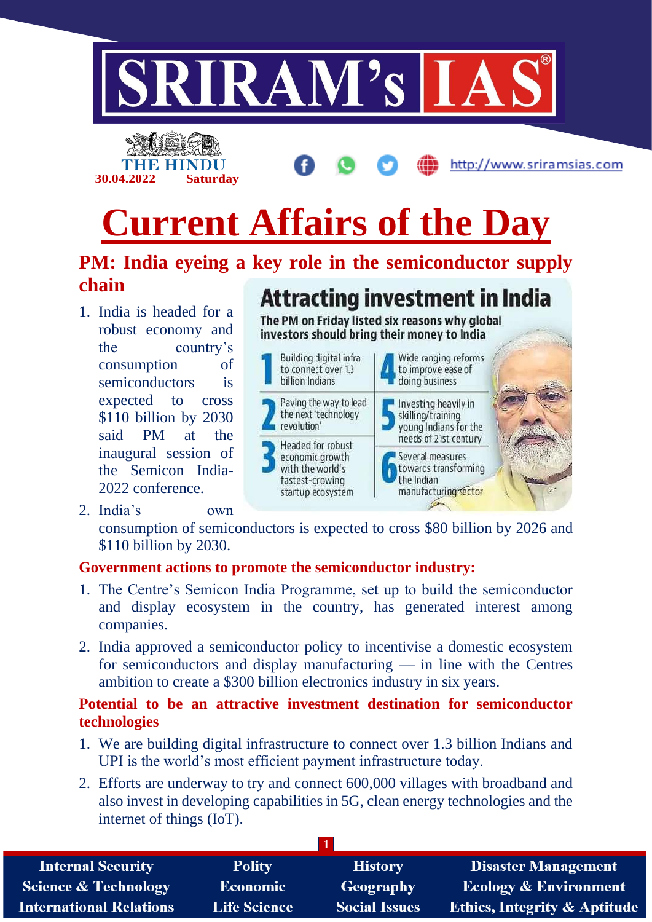THE HINDU
30.04.2022 Saturday

# Current Affairs of the Day

## PM: India eyeing a key role in the semiconductor supply chain

**Attracting investment in India**

The PM on Friday listed six reasons why global investors should bring their money to India

1. Building digital infra to connect over 1.3 billion Indians
2. Paving the way to lead the next 'technology revolution'
3. Headed for robust economic growth with the world's fastest-growing startup ecosystem
4. Wide ranging reforms to improve ease of doing business
5. Investing heavily in skilling/training young Indians for the needs of 21st century
6. Several measures towards transforming the Indian manufacturing sector

1. India is headed for a robust economy and the country's consumption of semiconductors is expected to cross $110 billion by 2030 said PM at the inaugural session of the Semicon India-2022 conference.
2. India's own consumption of semiconductors is expected to cross $80 billion by 2026 and $110 billion by 2030.

### Government actions to promote the semiconductor industry:

1. The Centre's Semicon India Programme, set up to build the semiconductor and display ecosystem in the country, has generated interest among companies.
2. India approved a semiconductor policy to incentivise a domestic ecosystem for semiconductors and display manufacturing — in line with the Centres ambition to create a $300 billion electronics industry in six years.

### Potential to be an attractive investment destination for semiconductor technologies

1. We are building digital infrastructure to connect over 1.3 billion Indians and UPI is the world's most efficient payment infrastructure today.
2. Efforts are underway to try and connect 600,000 villages with broadband and also invest in developing capabilities in 5G, clean energy technologies and the internet of things (IoT).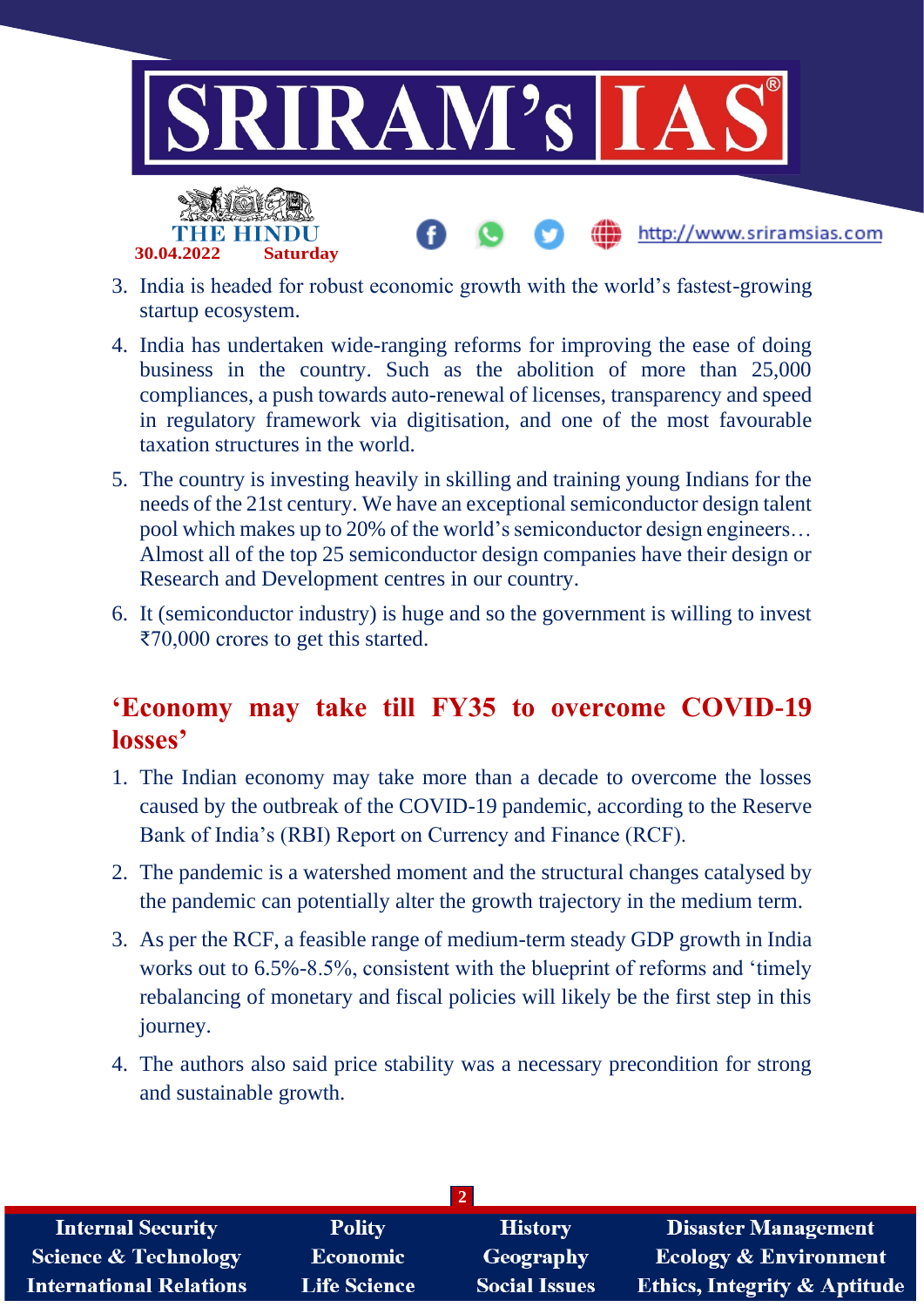3. India is headed for robust economic growth with the world's fastest-growing startup ecosystem.
4. India has undertaken wide-ranging reforms for improving the ease of doing business in the country. Such as the abolition of more than 25,000 compliances, a push towards auto-renewal of licenses, transparency and speed in regulatory framework via digitisation, and one of the most favourable taxation structures in the world.
5. The country is investing heavily in skilling and training young Indians for the needs of the 21st century. We have an exceptional semiconductor design talent pool which makes up to 20% of the world's semiconductor design engineers… Almost all of the top 25 semiconductor design companies have their design or Research and Development centres in our country.
6. It (semiconductor industry) is huge and so the government is willing to invest ₹70,000 crores to get this started.

## 'Economy may take till FY35 to overcome COVID-19 losses'

1. The Indian economy may take more than a decade to overcome the losses caused by the outbreak of the COVID-19 pandemic, according to the Reserve Bank of India's (RBI) Report on Currency and Finance (RCF).
2. The pandemic is a watershed moment and the structural changes catalysed by the pandemic can potentially alter the growth trajectory in the medium term.
3. As per the RCF, a feasible range of medium-term steady GDP growth in India works out to 6.5%-8.5%, consistent with the blueprint of reforms and 'timely rebalancing of monetary and fiscal policies will likely be the first step in this journey.
4. The authors also said price stability was a necessary precondition for strong and sustainable growth.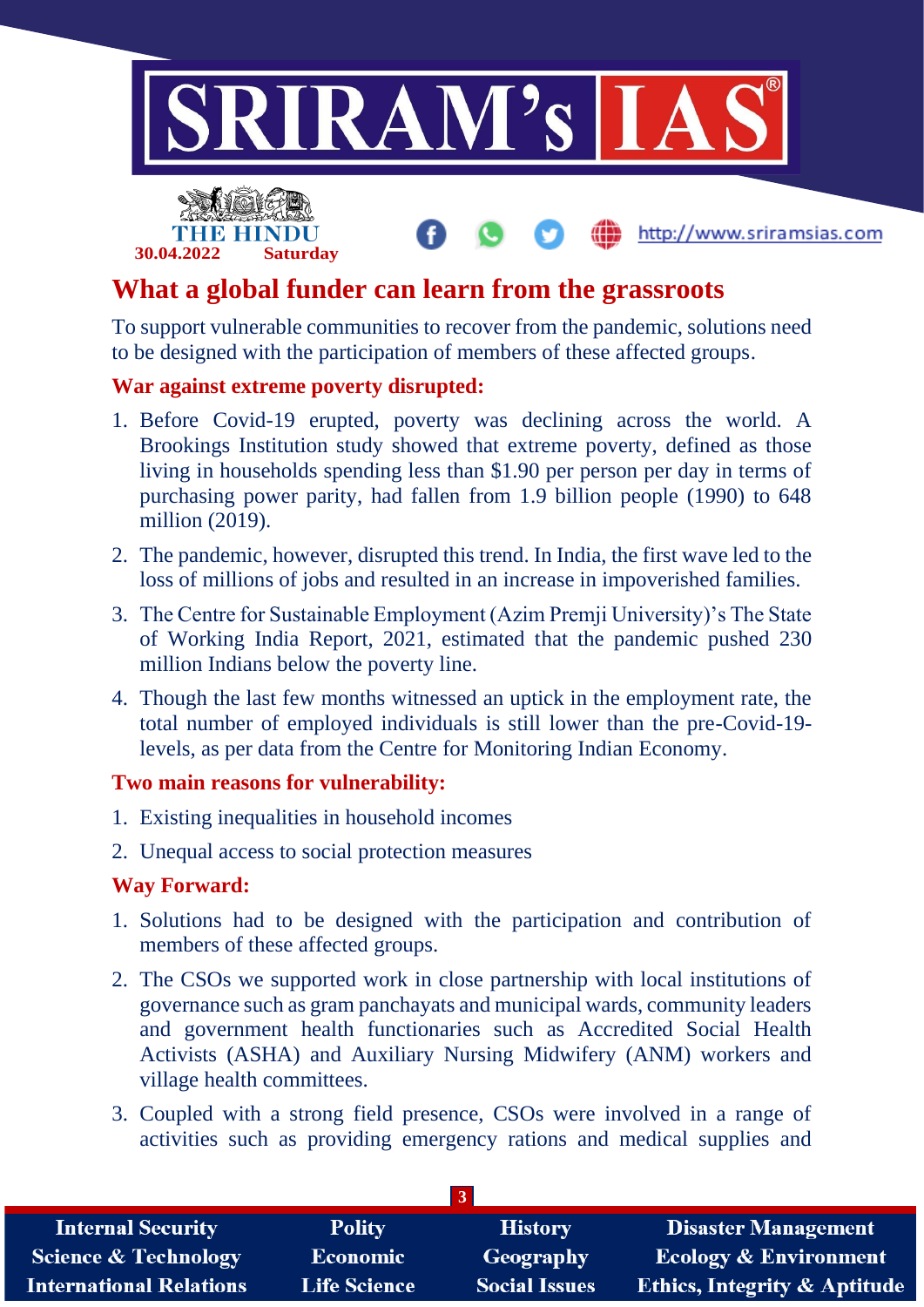# What a global funder can learn from the grassroots

To support vulnerable communities to recover from the pandemic, solutions need to be designed with the participation of members of these affected groups.

## War against extreme poverty disrupted:

1. Before Covid-19 erupted, poverty was declining across the world. A Brookings Institution study showed that extreme poverty, defined as those living in households spending less than $1.90 per person per day in terms of purchasing power parity, had fallen from 1.9 billion people (1990) to 648 million (2019).
2. The pandemic, however, disrupted this trend. In India, the first wave led to the loss of millions of jobs and resulted in an increase in impoverished families.
3. The Centre for Sustainable Employment (Azim Premji University)'s The State of Working India Report, 2021, estimated that the pandemic pushed 230 million Indians below the poverty line.
4. Though the last few months witnessed an uptick in the employment rate, the total number of employed individuals is still lower than the pre-Covid-19-levels, as per data from the Centre for Monitoring Indian Economy.

## Two main reasons for vulnerability:

1. Existing inequalities in household incomes
2. Unequal access to social protection measures

## Way Forward:

1. Solutions had to be designed with the participation and contribution of members of these affected groups.
2. The CSOs we supported work in close partnership with local institutions of governance such as gram panchayats and municipal wards, community leaders and government health functionaries such as Accredited Social Health Activists (ASHA) and Auxiliary Nursing Midwifery (ANM) workers and village health committees.
3. Coupled with a strong field presence, CSOs were involved in a range of activities such as providing emergency rations and medical supplies and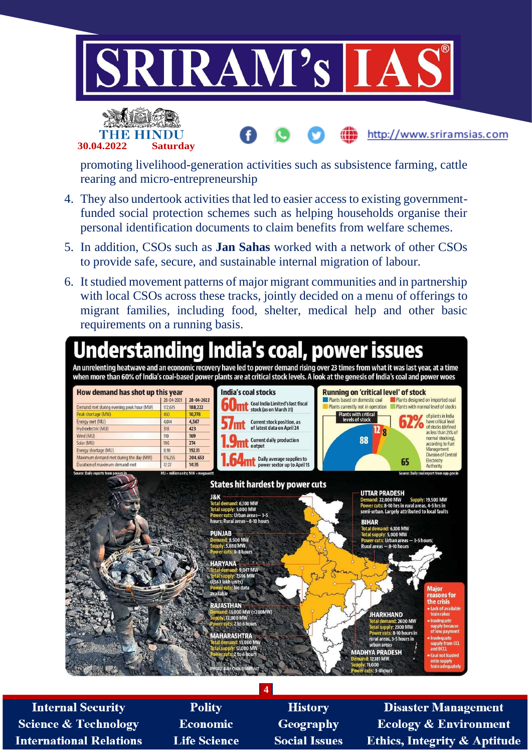promoting livelihood-generation activities such as subsistence farming, cattle rearing and micro-entrepreneurship

4. They also undertook activities that led to easier access to existing government-funded social protection schemes such as helping households organise their personal identification documents to claim benefits from welfare schemes.
5. In addition, CSOs such as **Jan Sahas** worked with a network of other CSOs to provide safe, secure, and sustainable internal migration of labour.
6. It studied movement patterns of major migrant communities and in partnership with local CSOs across these tracks, jointly decided on a menu of offerings to migrant families, including food, shelter, medical help and other basic requirements on a running basis.

# Understanding India's coal, power issues

An unrelenting heatwave and an economic recovery have led to power demand rising over 23 times from what it was last year, at a time when more than 60% of India's coal-based power plants are at critical stock levels. A look at the genesis of India's coal and power woes

### How demand has shot up this year

| | 28-04-2021 | 28-04-2022 |
|---|---|---|
| Demand met during evening peak hour (MW) | 172,675 | 188,222 |
| Peak shortage (MW) | 450 | 10,778 |
| Energy met (MU) | 4,014 | 4,567 |
| Hydroelectric (MU) | 318 | 423 |
| Wind (MU) | 110 | 169 |
| Solar (MU) | 196 | 274 |
| Energy shortage (MU) | 8.93 | 192.11 |
| Maximum demand met during the day (MW) | 176,255 | 204,653 |
| Duration of maximum demand met | 12:27 | 14:35 |

Source: Daily reports from posoco.in. MU = million units; MW = megawatt

### India's coal stocks

- **60mt** Coal India Limited's last fiscal stock (as on March 31)
- **57mt** Current stock position, as of latest data on April 24
- **1.9mt** Current daily production output
- **1.64mt** Daily average supplies to power sector up to April 15

### Running on 'critical level' of stock

Plants based on domestic coal; Plants designed on imported coal; Plants currently not in operation; Plants with normal level of stocks

Plants with critical levels of stock: 88, 12, 8; 65

**62%** of plants in India have critical level of stocks (defined as less than 25% of normal stocking), according to Fuel Management Division of Central Electricity Authority

Source: Daily coal report from npp.gov.in

### States hit hardest by power cuts

**J&K**
Total demand: 6,100 MW
Total supply: 5,000 MW
Power cuts: Urban areas — 3-5 hours; Rural areas — 8-10 hours

**PUNJAB**
Demand: 8,500 MW
Supply: 5,680 MW
Power cuts: 6-8 hours

**HARYANA**
Total demand: 9,047 MW
Total supply: 7,596 MW (1,563 lakh units)
Power cuts: No data available

**RAJASTHAN**
Demand: 13,000 MW (±200MW)
Supply: 12,000 MW
Power cuts: 2 to 6 hours

**MAHARASHTRA**
Total demand: 13,000 MW
Total supply: 12,000 MW
Power cuts: 2 to 6 hours

**UTTAR PRADESH**
Demand: 22,000 MW Supply: 19,500 MW
Power cuts: 8-10 hrs in rural areas, 4-5 hrs in semi-urban. Largely attributed to local faults

**BIHAR**
Total demand: 6,100 MW
Total supply: 5,000 MW
Power cuts: Urban areas — 3-5 hours; Rural areas — 8-10 hours

**JHARKHAND**
Total demand: 2600 MW
Total supply: 2300 MW
Power cuts: 8-10 hours in rural areas, 3-5 hours in urban areas

**MADHYA PRADESH**
Demand: 12,181 MW
Supply: 11,000
Power cuts: 3-8hours

**Major reasons for the crisis**
- Lack of available train rakes
- Inadequate supply because of low payment
- Inadequate supply from CCL and BCCL
- Coal not loaded onto supply train adequately

PHOTO: RAVI CHOUDHARY/HT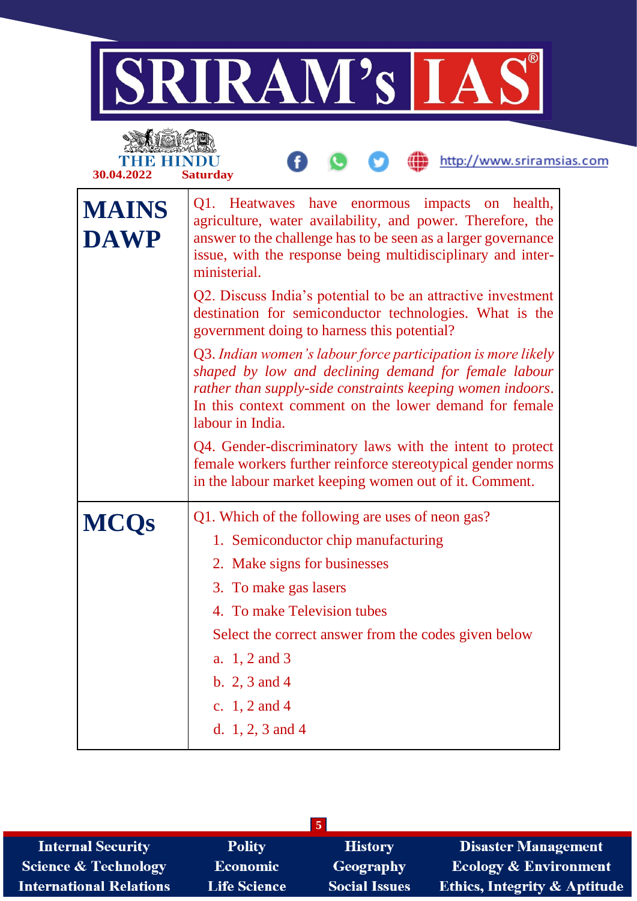| | |
|---|---|
| **MAINS DAWP** | Q1. Heatwaves have enormous impacts on health, agriculture, water availability, and power. Therefore, the answer to the challenge has to be seen as a larger governance issue, with the response being multidisciplinary and inter-ministerial.<br><br>Q2. Discuss India's potential to be an attractive investment destination for semiconductor technologies. What is the government doing to harness this potential?<br><br>Q3. *Indian women's labour force participation is more likely shaped by low and declining demand for female labour rather than supply-side constraints keeping women indoors*. In this context comment on the lower demand for female labour in India.<br><br>Q4. Gender-discriminatory laws with the intent to protect female workers further reinforce stereotypical gender norms in the labour market keeping women out of it. Comment. |
| **MCQs** | Q1. Which of the following are uses of neon gas?<br>1. Semiconductor chip manufacturing<br>2. Make signs for businesses<br>3. To make gas lasers<br>4. To make Television tubes<br><br>Select the correct answer from the codes given below<br>a. 1, 2 and 3<br>b. 2, 3 and 4<br>c. 1, 2 and 4<br>d. 1, 2, 3 and 4 |